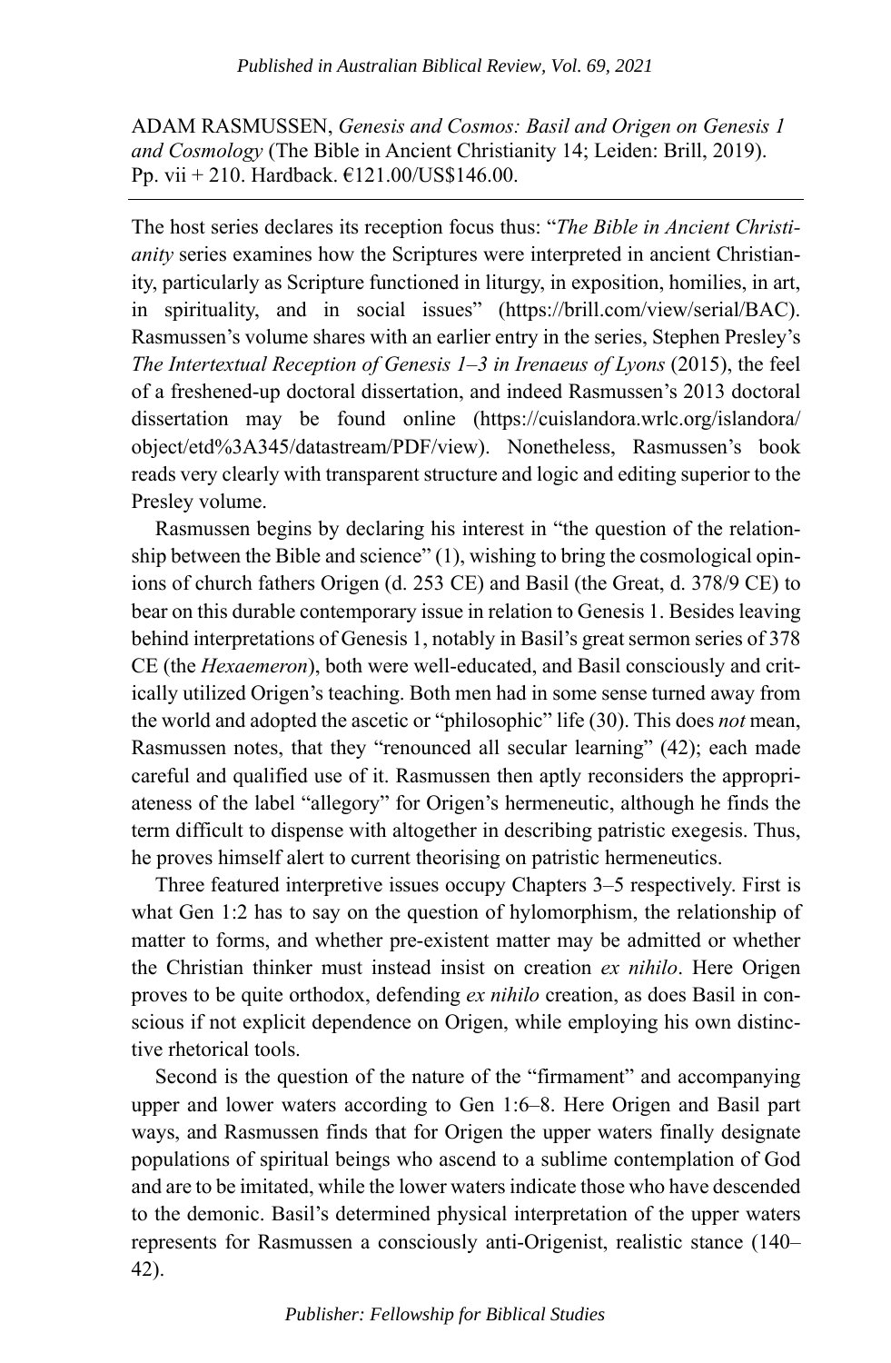ADAM RASMUSSEN, *Genesis and Cosmos: Basil and Origen on Genesis 1 and Cosmology* (The Bible in Ancient Christianity 14; Leiden: Brill, 2019). Pp. vii + 210. Hardback. €121.00/US$146.00.

---

The host series declares its reception focus thus: "*The Bible in Ancient Christianity* series examines how the Scriptures were interpreted in ancient Christianity, particularly as Scripture functioned in liturgy, in exposition, homilies, in art, in spirituality, and in social issues" (https://brill.com/view/serial/BAC). Rasmussen's volume shares with an earlier entry in the series, Stephen Presley's *The Intertextual Reception of Genesis 1–3 in Irenaeus of Lyons* (2015), the feel of a freshened-up doctoral dissertation, and indeed Rasmussen's 2013 doctoral dissertation may be found online (https://cuislandora.wrlc.org/islandora/object/etd%3A345/datastream/PDF/view). Nonetheless, Rasmussen's book reads very clearly with transparent structure and logic and editing superior to the Presley volume.

Rasmussen begins by declaring his interest in "the question of the relationship between the Bible and science" (1), wishing to bring the cosmological opinions of church fathers Origen (d. 253 CE) and Basil (the Great, d. 378/9 CE) to bear on this durable contemporary issue in relation to Genesis 1. Besides leaving behind interpretations of Genesis 1, notably in Basil's great sermon series of 378 CE (the *Hexaemeron*), both were well-educated, and Basil consciously and critically utilized Origen's teaching. Both men had in some sense turned away from the world and adopted the ascetic or "philosophic" life (30). This does *not* mean, Rasmussen notes, that they "renounced all secular learning" (42); each made careful and qualified use of it. Rasmussen then aptly reconsiders the appropriateness of the label "allegory" for Origen's hermeneutic, although he finds the term difficult to dispense with altogether in describing patristic exegesis. Thus, he proves himself alert to current theorising on patristic hermeneutics.

Three featured interpretive issues occupy Chapters 3–5 respectively. First is what Gen 1:2 has to say on the question of hylomorphism, the relationship of matter to forms, and whether pre-existent matter may be admitted or whether the Christian thinker must instead insist on creation *ex nihilo*. Here Origen proves to be quite orthodox, defending *ex nihilo* creation, as does Basil in conscious if not explicit dependence on Origen, while employing his own distinctive rhetorical tools.

Second is the question of the nature of the "firmament" and accompanying upper and lower waters according to Gen 1:6–8. Here Origen and Basil part ways, and Rasmussen finds that for Origen the upper waters finally designate populations of spiritual beings who ascend to a sublime contemplation of God and are to be imitated, while the lower waters indicate those who have descended to the demonic. Basil's determined physical interpretation of the upper waters represents for Rasmussen a consciously anti-Origenist, realistic stance (140–42).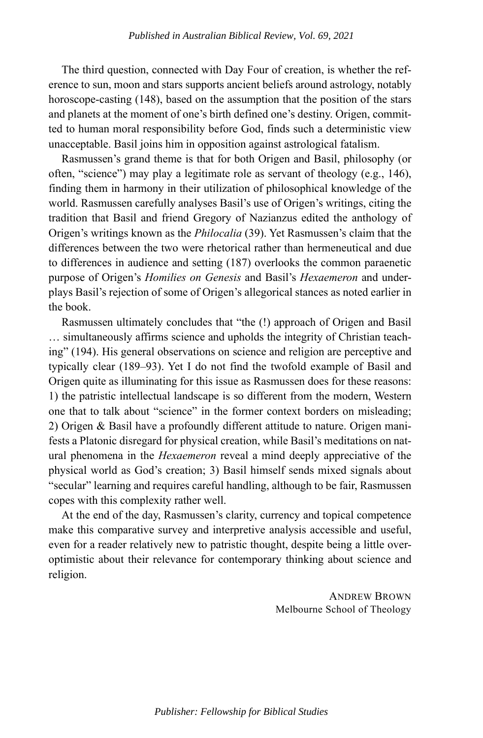The third question, connected with Day Four of creation, is whether the reference to sun, moon and stars supports ancient beliefs around astrology, notably horoscope-casting (148), based on the assumption that the position of the stars and planets at the moment of one's birth defined one's destiny. Origen, committed to human moral responsibility before God, finds such a deterministic view unacceptable. Basil joins him in opposition against astrological fatalism.

Rasmussen's grand theme is that for both Origen and Basil, philosophy (or often, "science") may play a legitimate role as servant of theology (e.g., 146), finding them in harmony in their utilization of philosophical knowledge of the world. Rasmussen carefully analyses Basil's use of Origen's writings, citing the tradition that Basil and friend Gregory of Nazianzus edited the anthology of Origen's writings known as the *Philocalia* (39). Yet Rasmussen's claim that the differences between the two were rhetorical rather than hermeneutical and due to differences in audience and setting (187) overlooks the common paraenetic purpose of Origen's *Homilies on Genesis* and Basil's *Hexaemeron* and underplays Basil's rejection of some of Origen's allegorical stances as noted earlier in the book.

Rasmussen ultimately concludes that "the (!) approach of Origen and Basil … simultaneously affirms science and upholds the integrity of Christian teaching" (194). His general observations on science and religion are perceptive and typically clear (189–93). Yet I do not find the twofold example of Basil and Origen quite as illuminating for this issue as Rasmussen does for these reasons: 1) the patristic intellectual landscape is so different from the modern, Western one that to talk about "science" in the former context borders on misleading; 2) Origen & Basil have a profoundly different attitude to nature. Origen manifests a Platonic disregard for physical creation, while Basil's meditations on natural phenomena in the *Hexaemeron* reveal a mind deeply appreciative of the physical world as God's creation; 3) Basil himself sends mixed signals about "secular" learning and requires careful handling, although to be fair, Rasmussen copes with this complexity rather well.

At the end of the day, Rasmussen's clarity, currency and topical competence make this comparative survey and interpretive analysis accessible and useful, even for a reader relatively new to patristic thought, despite being a little over-optimistic about their relevance for contemporary thinking about science and religion.

ANDREW BROWN
Melbourne School of Theology